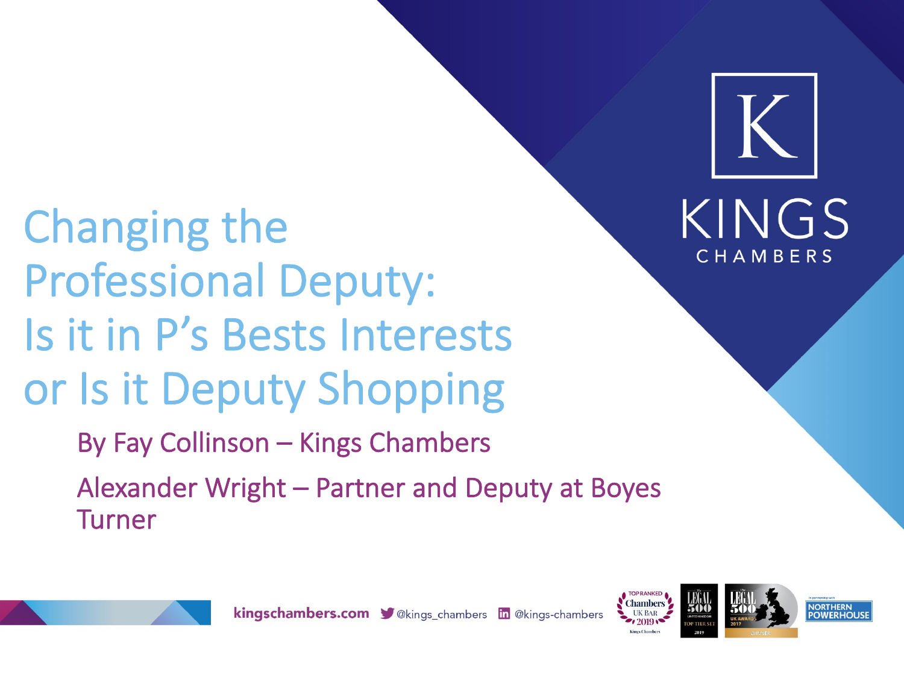# Changing the Professional Deputy: Is it in P's Bests Interests or Is it Deputy Shopping

By Fay Collinson – Kings Chambers

Alexander Wright – Partner and Deputy at Boyes Turner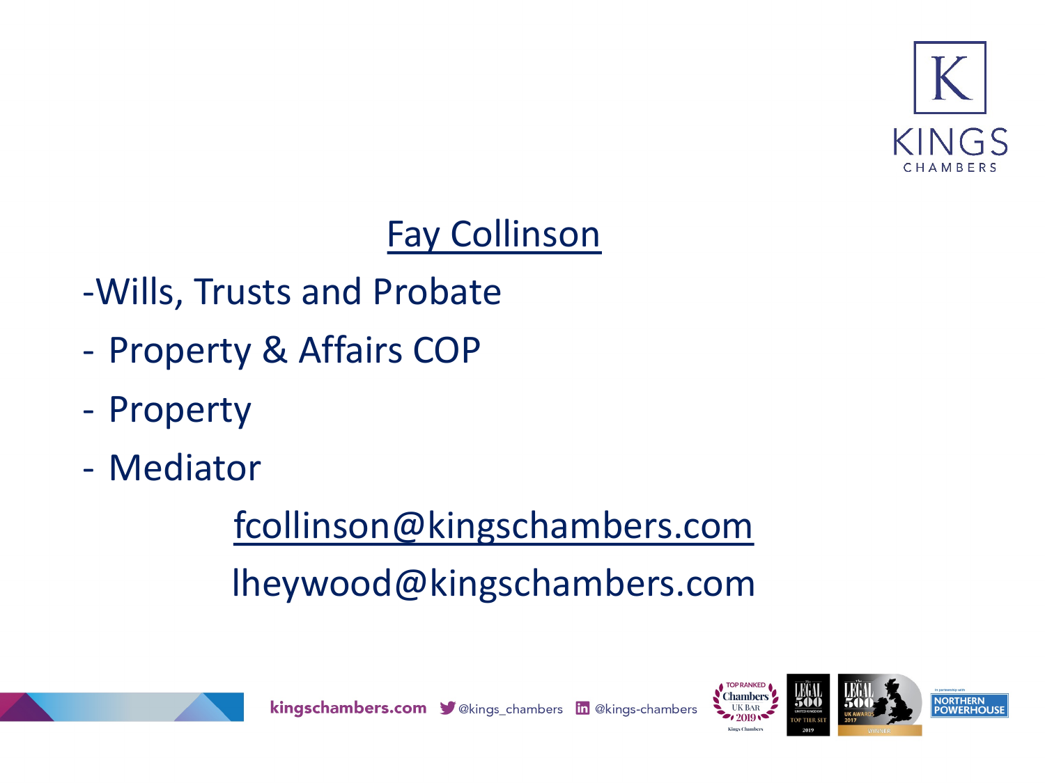# Fay Collinson

- Wills, Trusts and Probate
- Property & Affairs COP
- Property
- Mediator

fcollinson@kingschambers.com

lheywood@kingschambers.com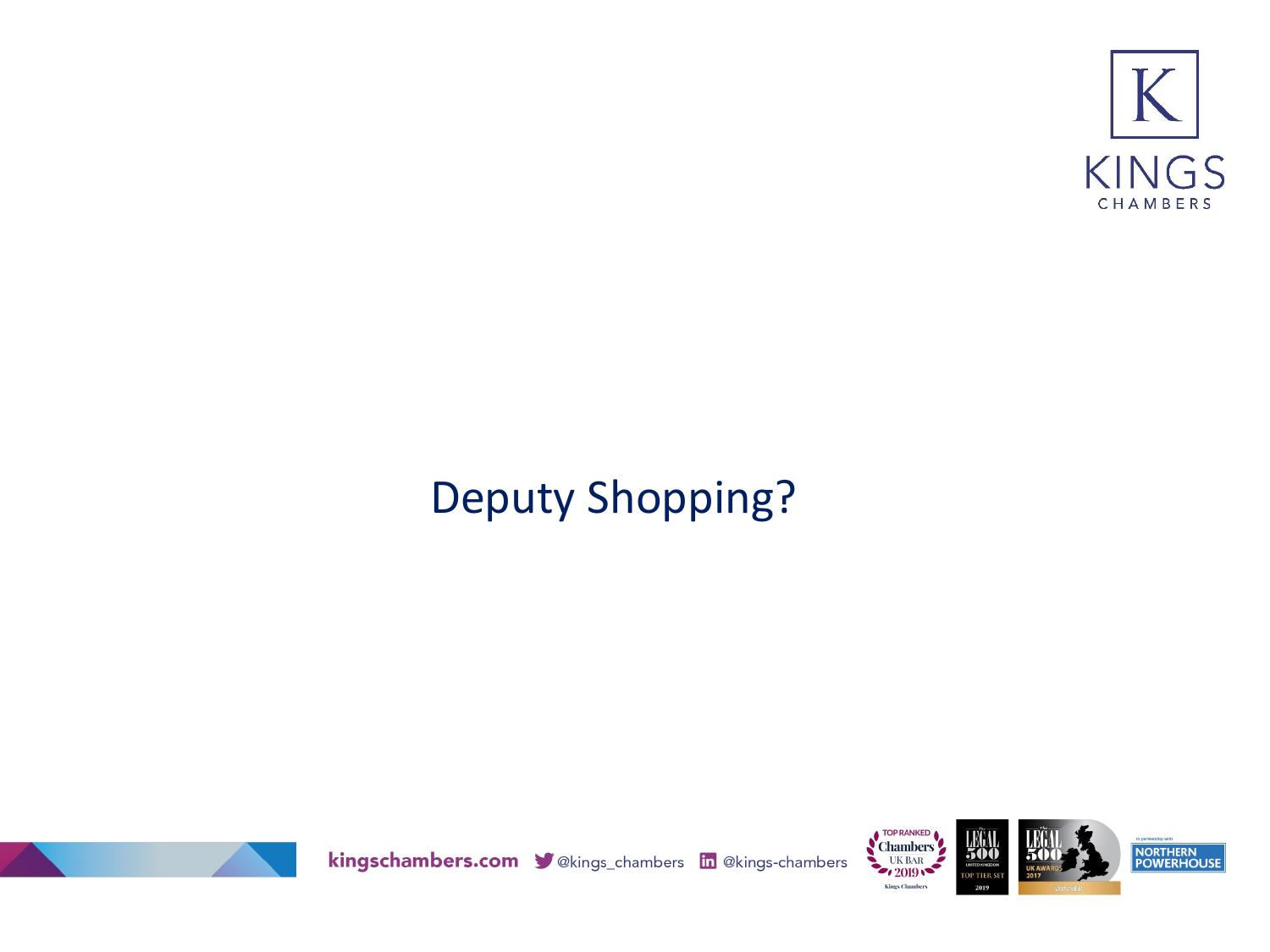# Deputy Shopping?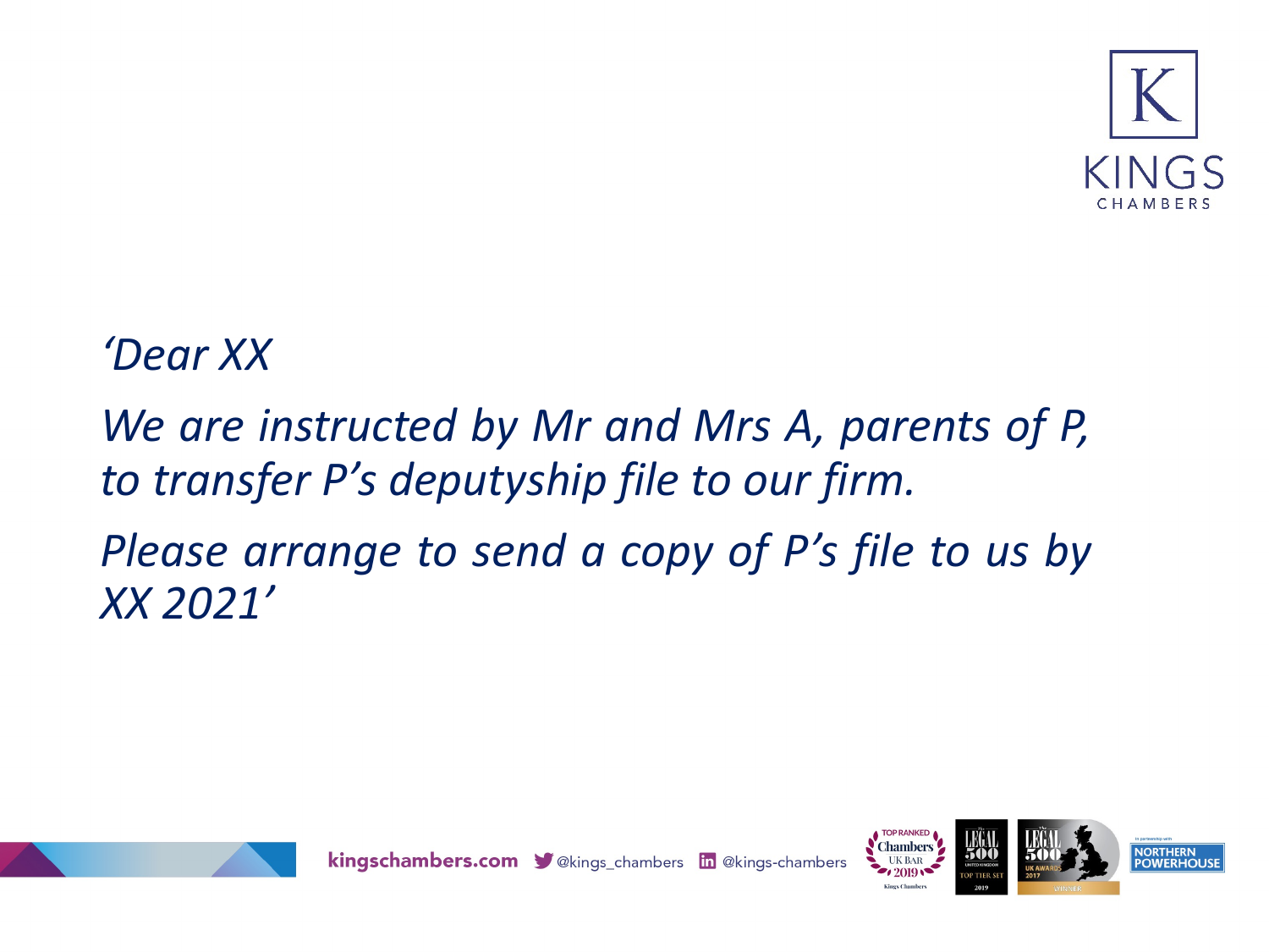*‘Dear XX*

*We are instructed by Mr and Mrs A, parents of P, to transfer P’s deputyship file to our firm.*

*Please arrange to send a copy of P’s file to us by XX 2021’*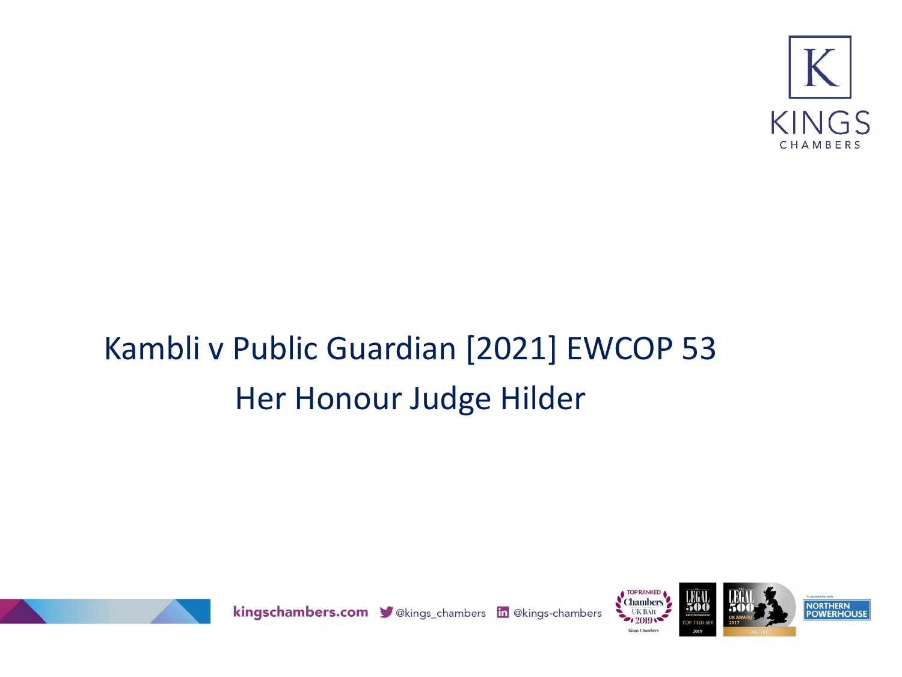# Kambli v Public Guardian [2021] EWCOP 53

## Her Honour Judge Hilder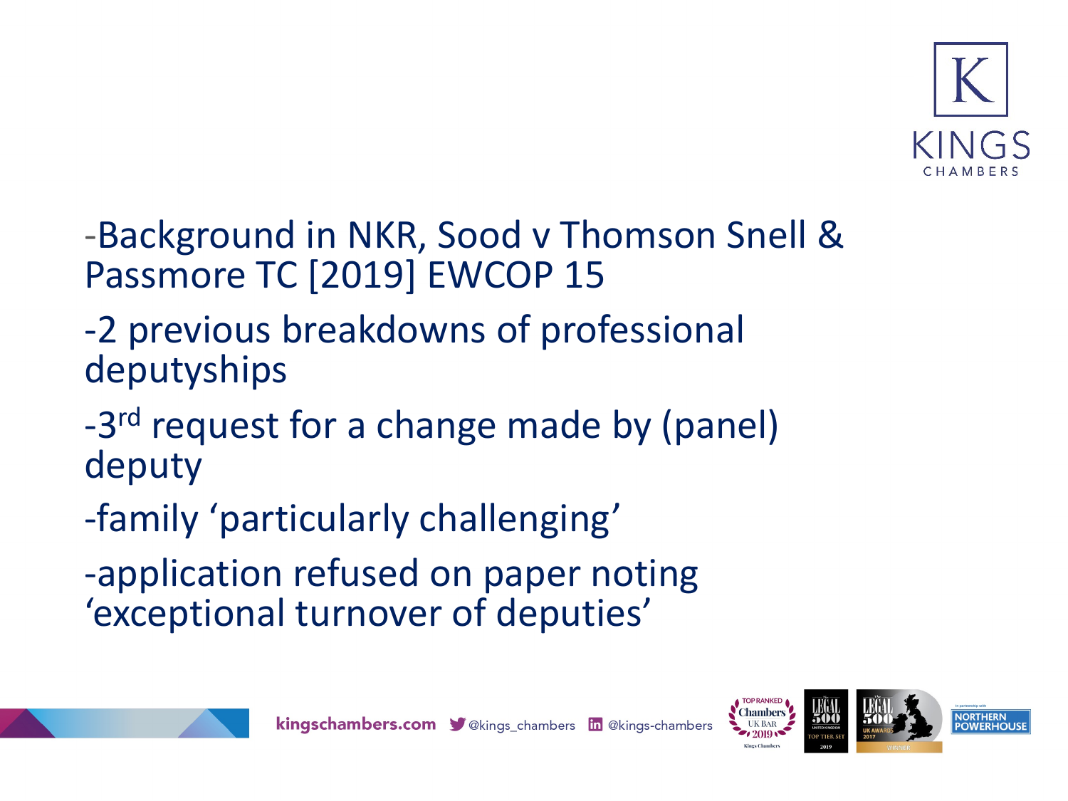-Background in NKR, Sood v Thomson Snell & Passmore TC [2019] EWCOP 15

-2 previous breakdowns of professional deputyships

-3rd request for a change made by (panel) deputy

-family 'particularly challenging'

-application refused on paper noting 'exceptional turnover of deputies'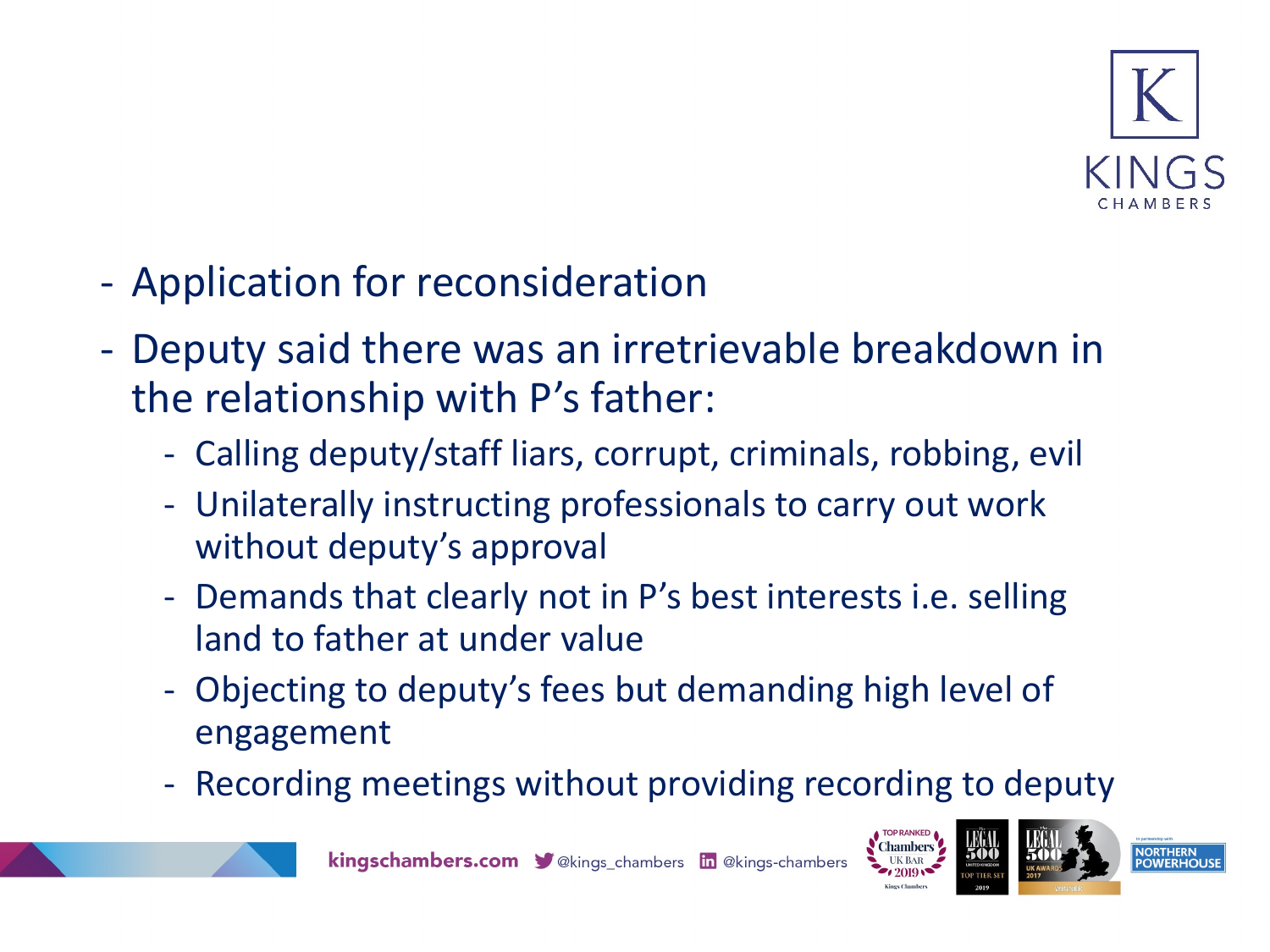- Application for reconsideration
- Deputy said there was an irretrievable breakdown in the relationship with P's father:
  - Calling deputy/staff liars, corrupt, criminals, robbing, evil
  - Unilaterally instructing professionals to carry out work without deputy's approval
  - Demands that clearly not in P's best interests i.e. selling land to father at under value
  - Objecting to deputy's fees but demanding high level of engagement
  - Recording meetings without providing recording to deputy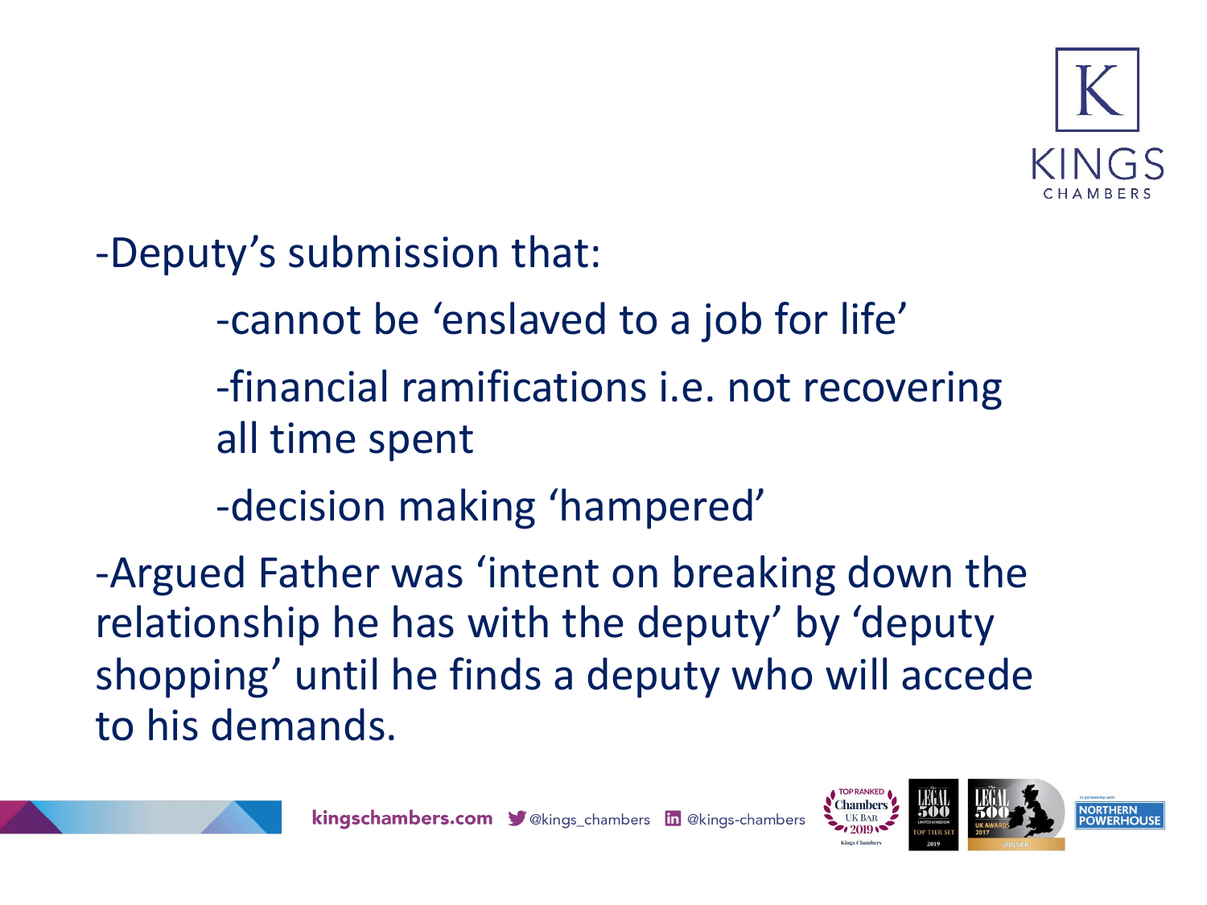- Deputy's submission that:
  - cannot be 'enslaved to a job for life'
  - financial ramifications i.e. not recovering all time spent
  - decision making 'hampered'
- Argued Father was 'intent on breaking down the relationship he has with the deputy' by 'deputy shopping' until he finds a deputy who will accede to his demands.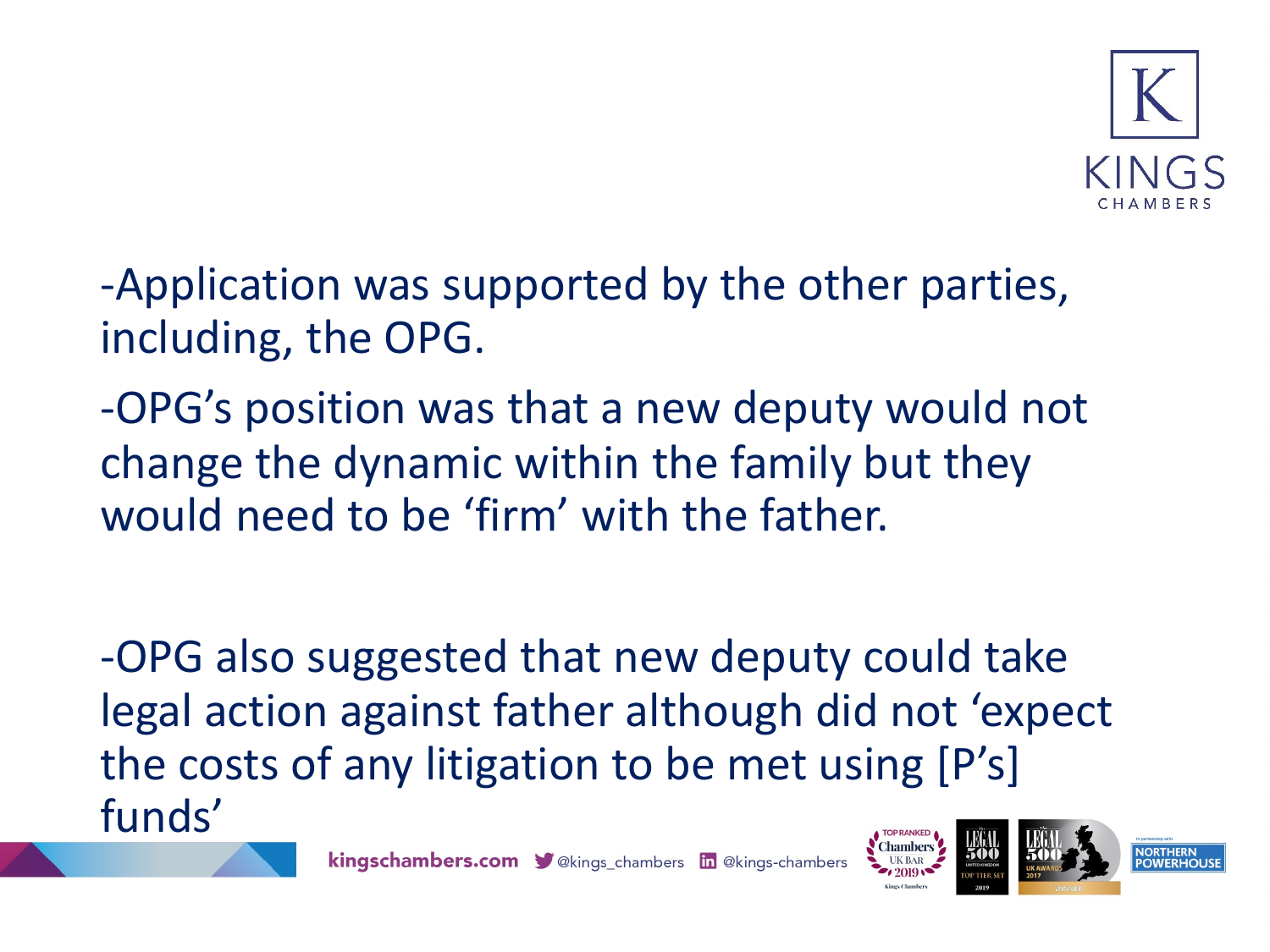-Application was supported by the other parties, including, the OPG.

-OPG's position was that a new deputy would not change the dynamic within the family but they would need to be 'firm' with the father.

-OPG also suggested that new deputy could take legal action against father although did not 'expect the costs of any litigation to be met using [P's] funds'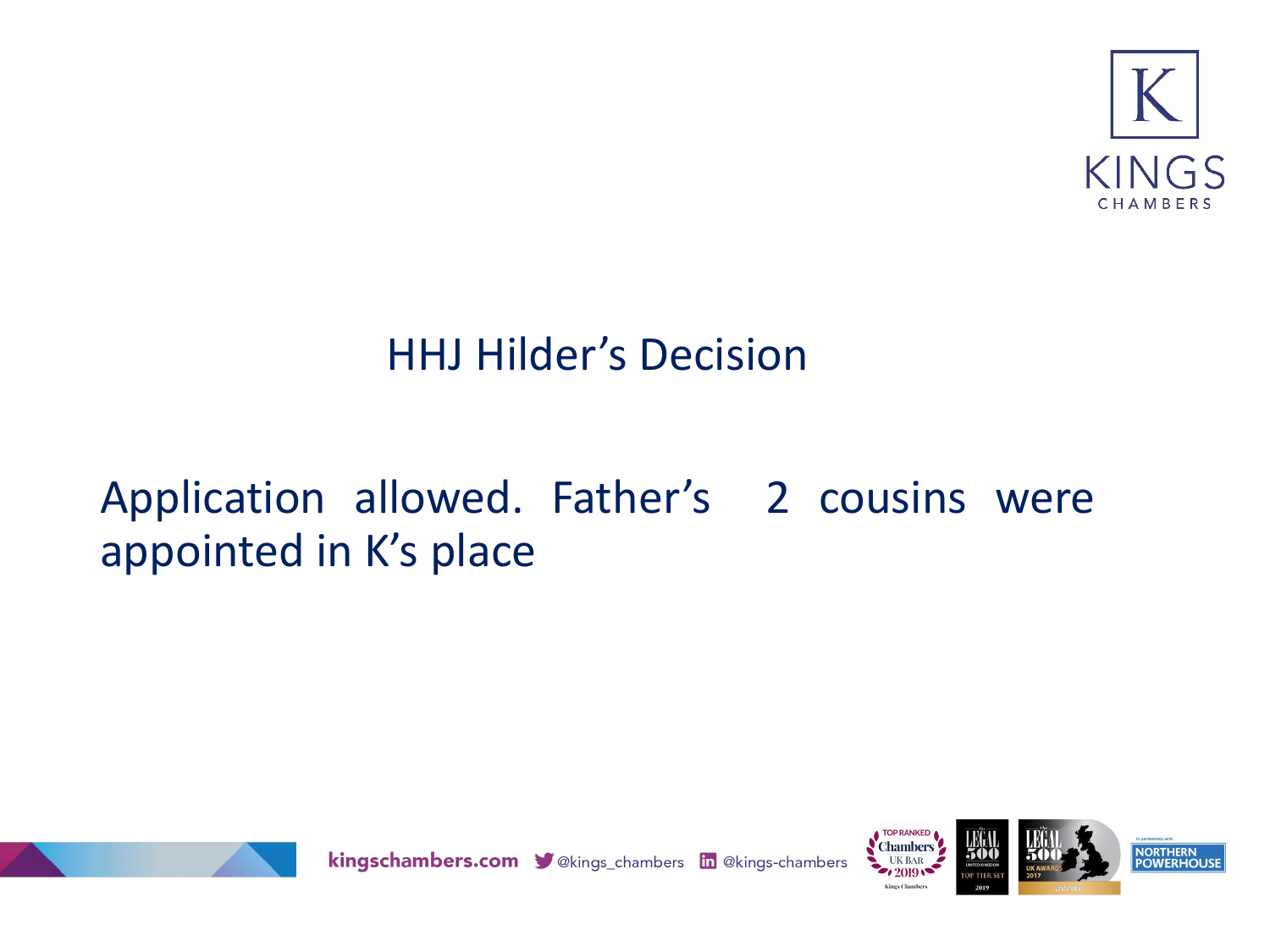# HHJ Hilder's Decision

Application allowed. Father's 2 cousins were appointed in K's place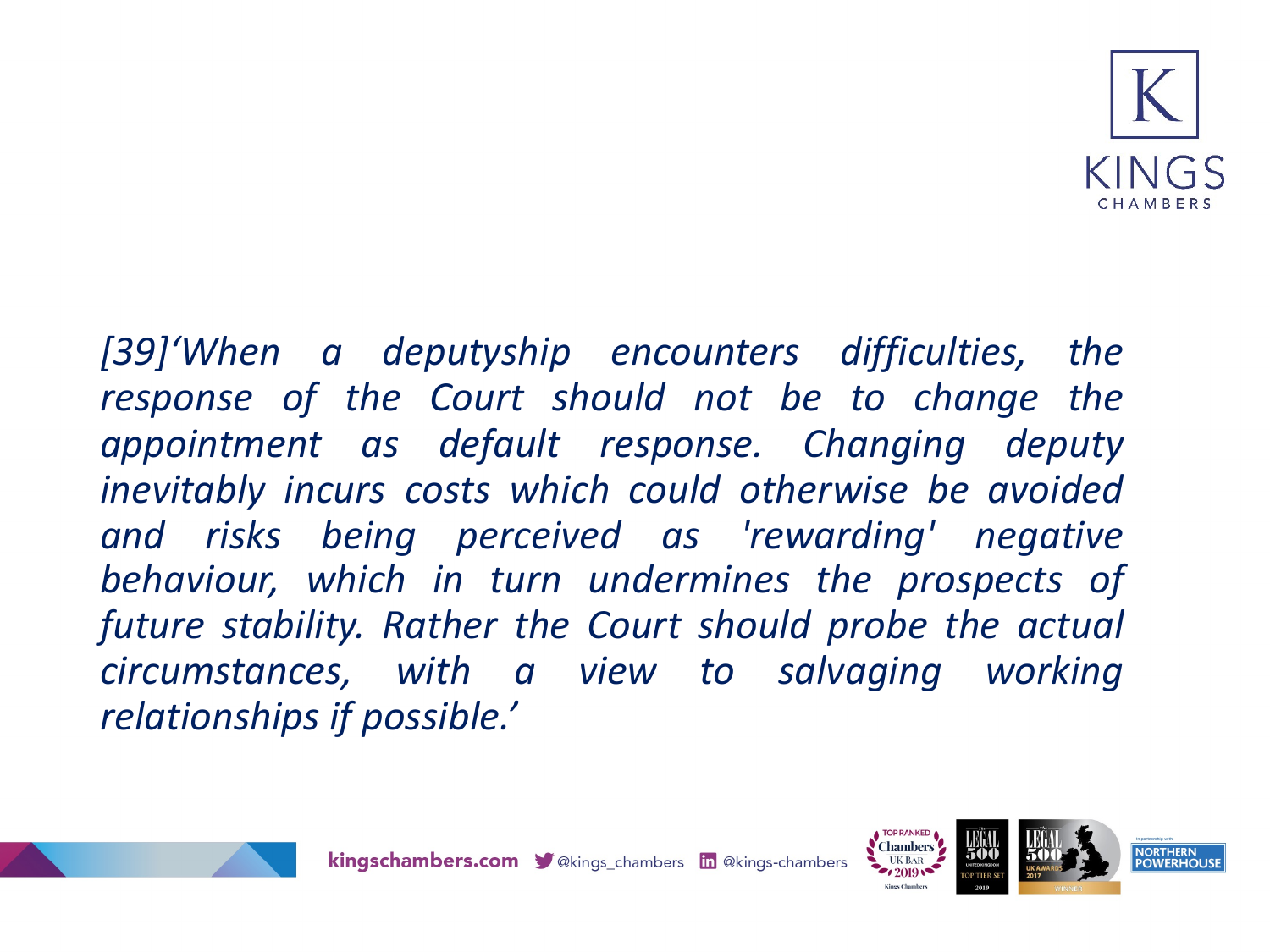*[39]'When a deputyship encounters difficulties, the response of the Court should not be to change the appointment as default response. Changing deputy inevitably incurs costs which could otherwise be avoided and risks being perceived as 'rewarding' negative behaviour, which in turn undermines the prospects of future stability. Rather the Court should probe the actual circumstances, with a view to salvaging working relationships if possible.'*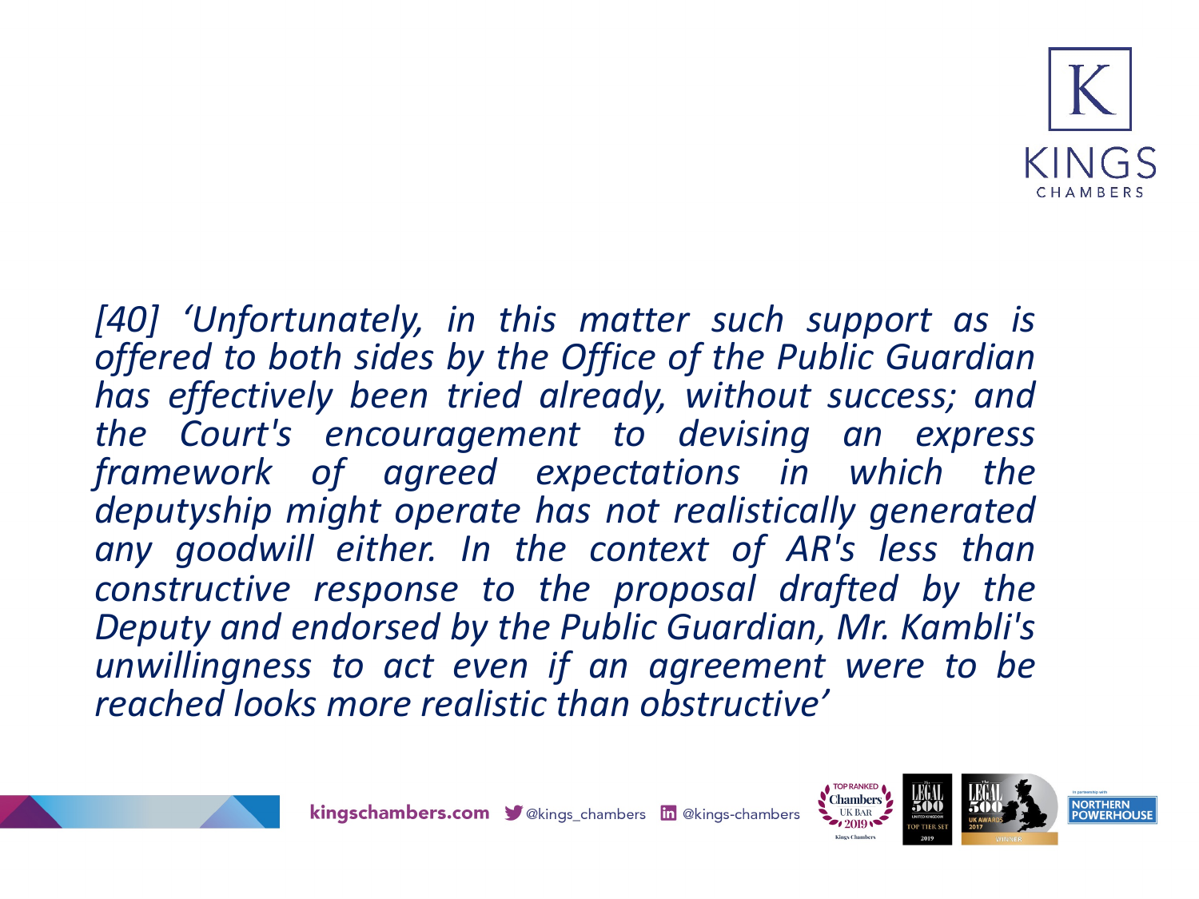*[40] ‘Unfortunately, in this matter such support as is offered to both sides by the Office of the Public Guardian has effectively been tried already, without success; and the Court's encouragement to devising an express framework of agreed expectations in which the deputyship might operate has not realistically generated any goodwill either. In the context of AR's less than constructive response to the proposal drafted by the Deputy and endorsed by the Public Guardian, Mr. Kambli's unwillingness to act even if an agreement were to be reached looks more realistic than obstructive’*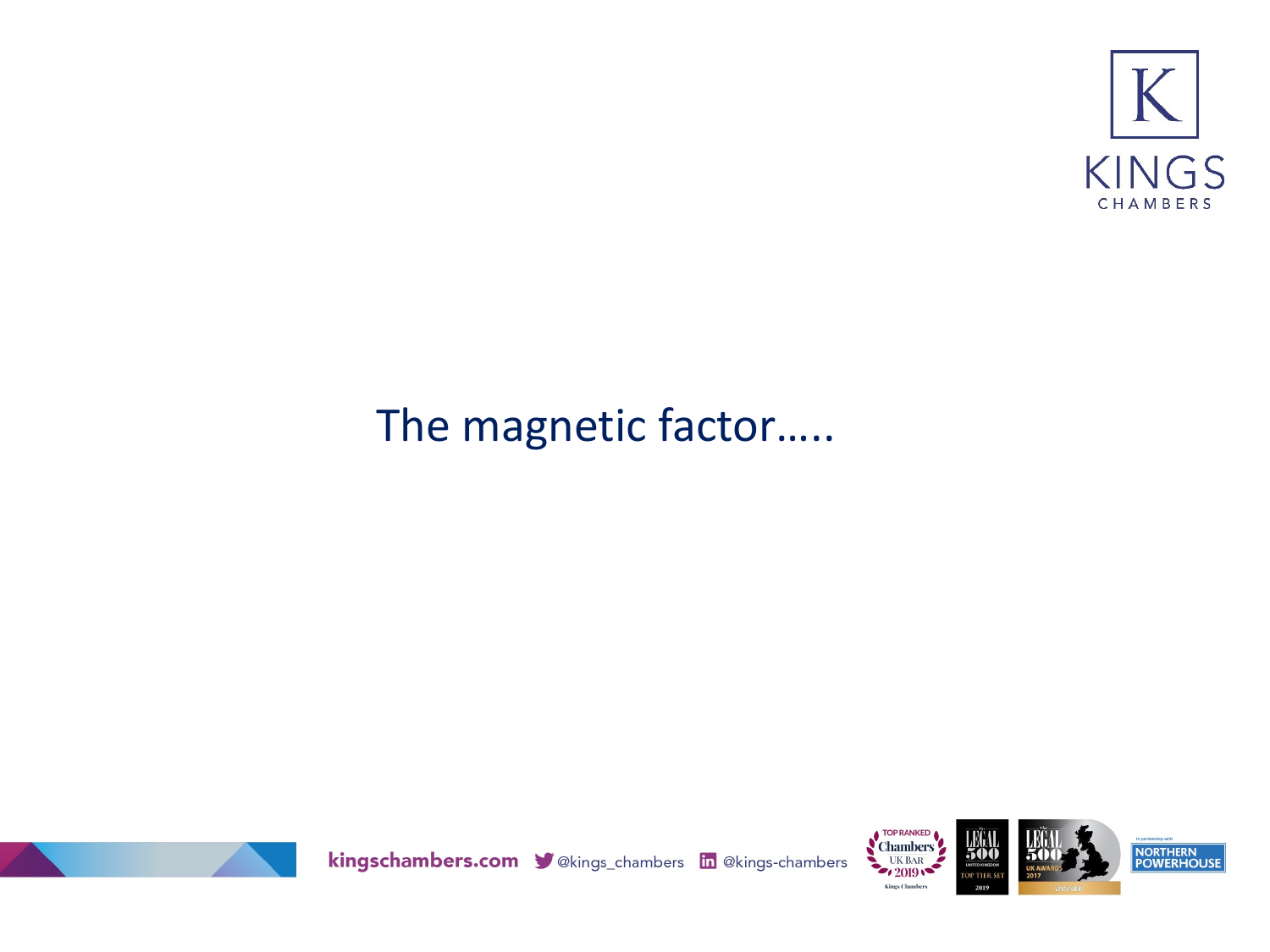# The magnetic factor…..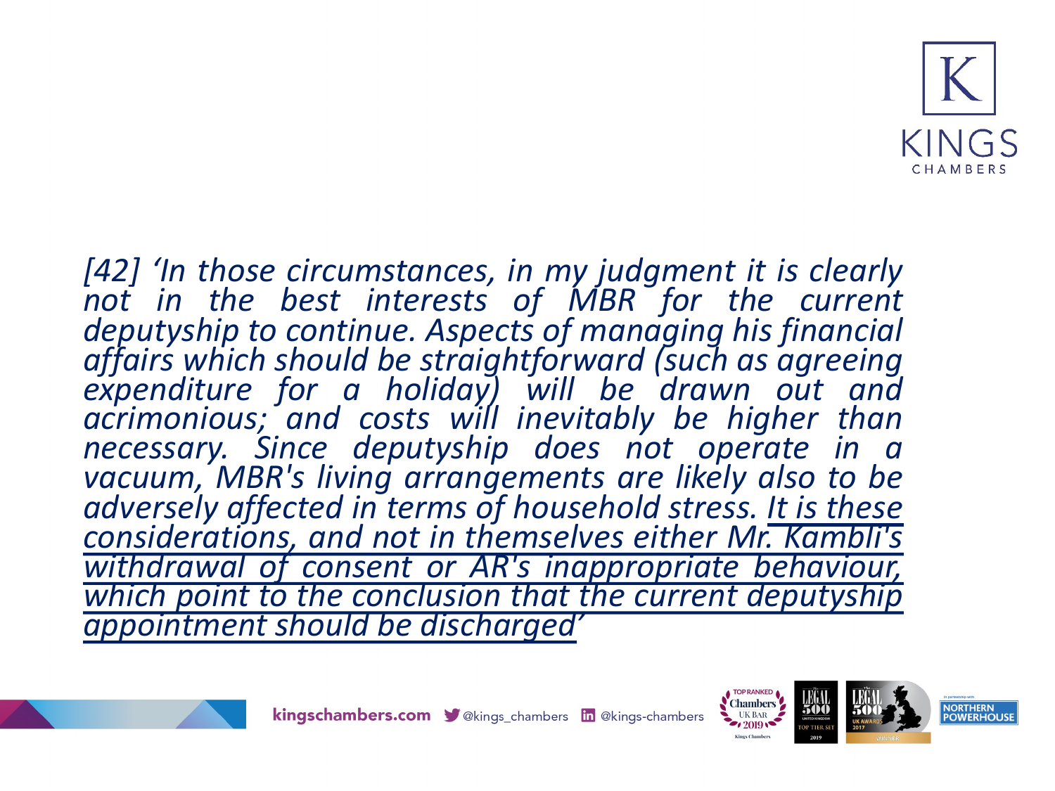*[42] 'In those circumstances, in my judgment it is clearly not in the best interests of MBR for the current deputyship to continue. Aspects of managing his financial affairs which should be straightforward (such as agreeing expenditure for a holiday) will be drawn out and acrimonious; and costs will inevitably be higher than necessary. Since deputyship does not operate in a vacuum, MBR's living arrangements are likely also to be adversely affected in terms of household stress. <u>It is these considerations, and not in themselves either Mr. Kambli's withdrawal of consent or AR's inappropriate behaviour, which point to the conclusion that the current deputyship appointment should be discharged'</u>*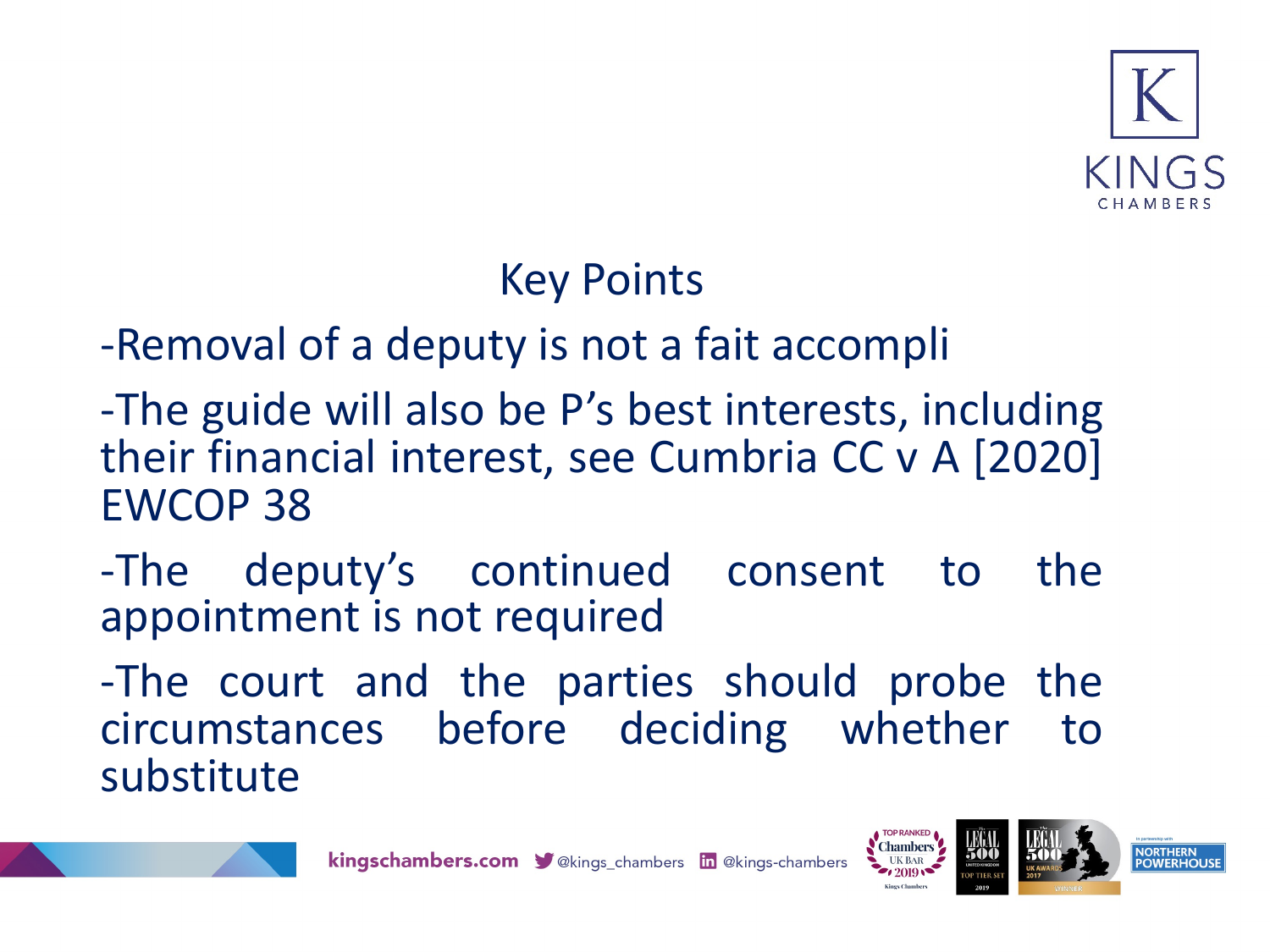## Key Points

-Removal of a deputy is not a fait accompli

-The guide will also be P's best interests, including their financial interest, see Cumbria CC v A [2020] EWCOP 38

-The deputy's continued consent to the appointment is not required

-The court and the parties should probe the circumstances before deciding whether to substitute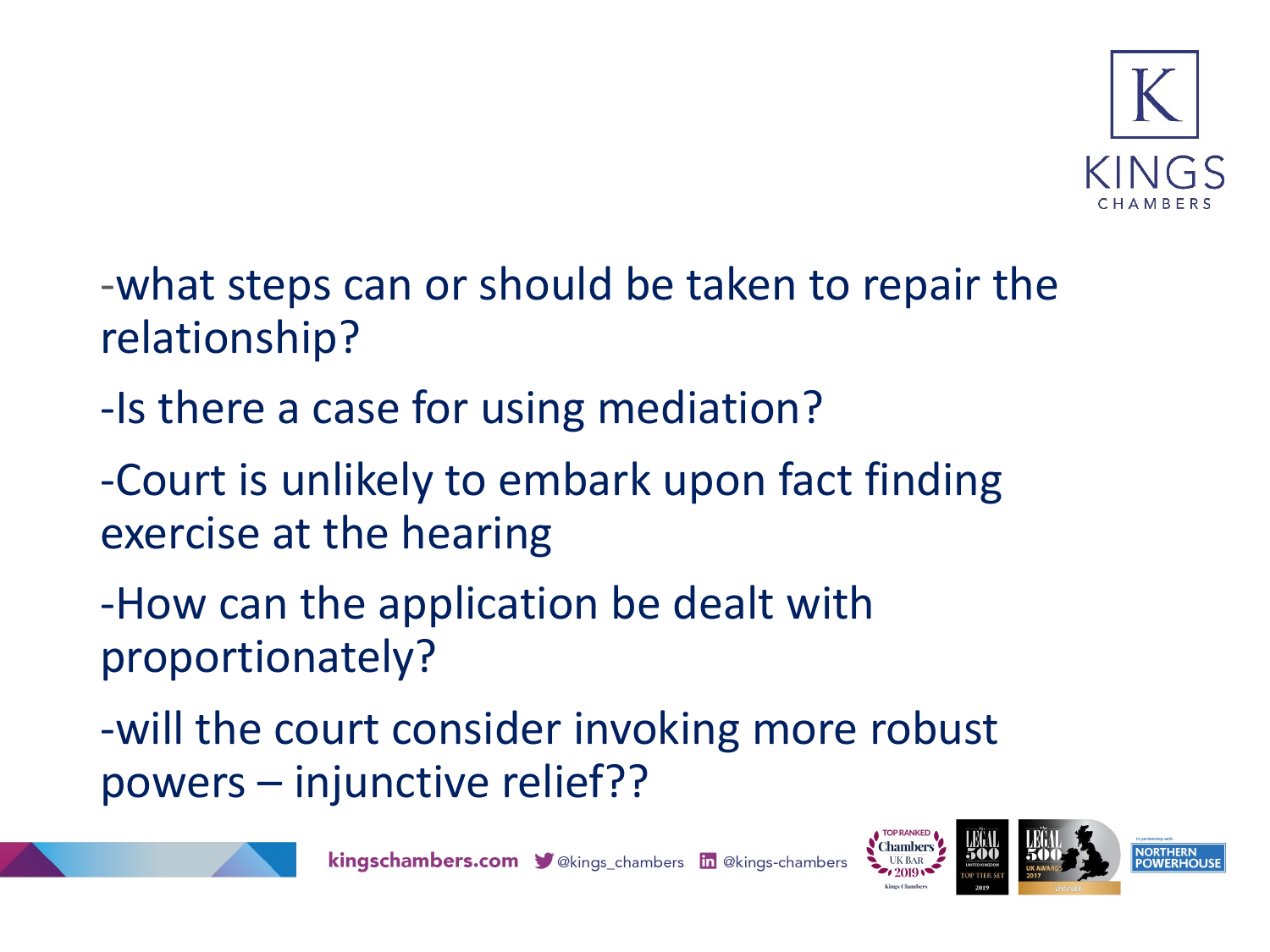-what steps can or should be taken to repair the relationship?

-Is there a case for using mediation?

-Court is unlikely to embark upon fact finding exercise at the hearing

-How can the application be dealt with proportionately?

-will the court consider invoking more robust powers – injunctive relief??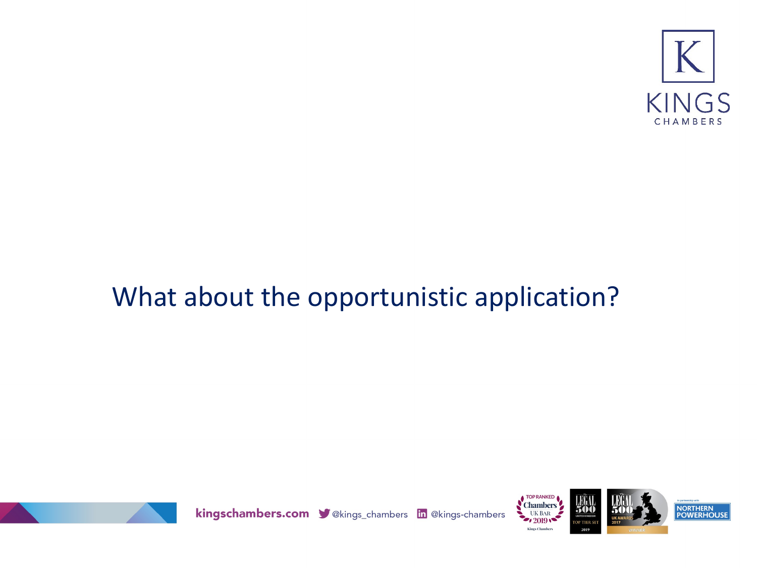# What about the opportunistic application?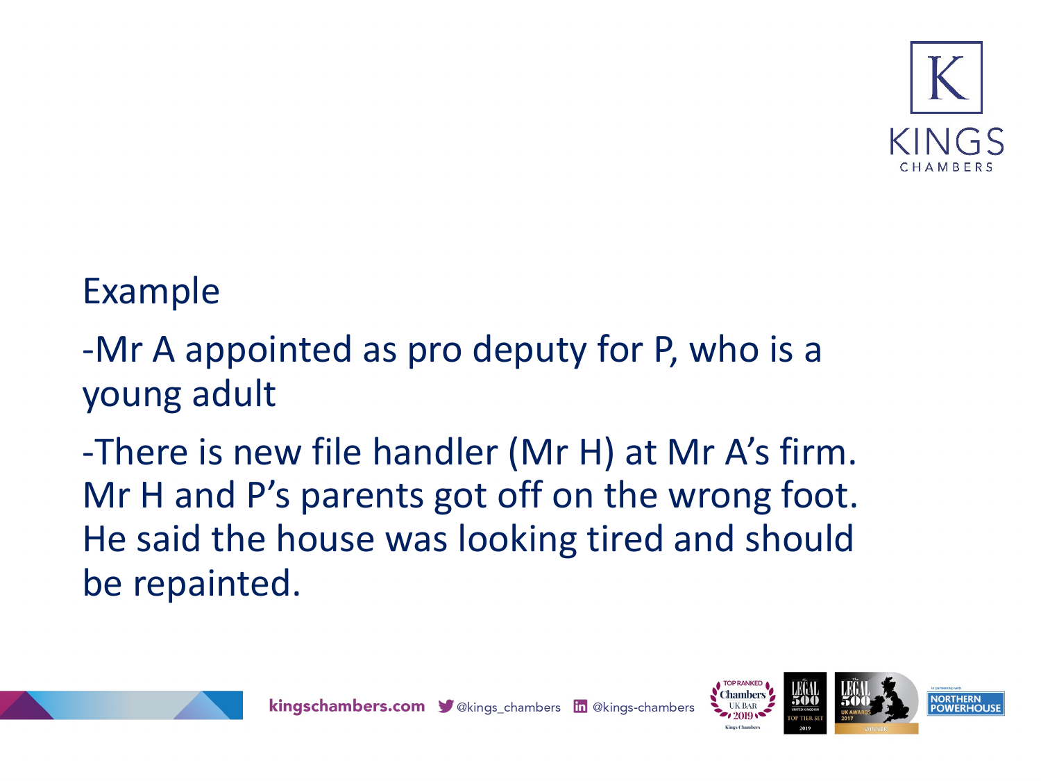## Example

-Mr A appointed as pro deputy for P, who is a young adult

-There is new file handler (Mr H) at Mr A's firm. Mr H and P's parents got off on the wrong foot. He said the house was looking tired and should be repainted.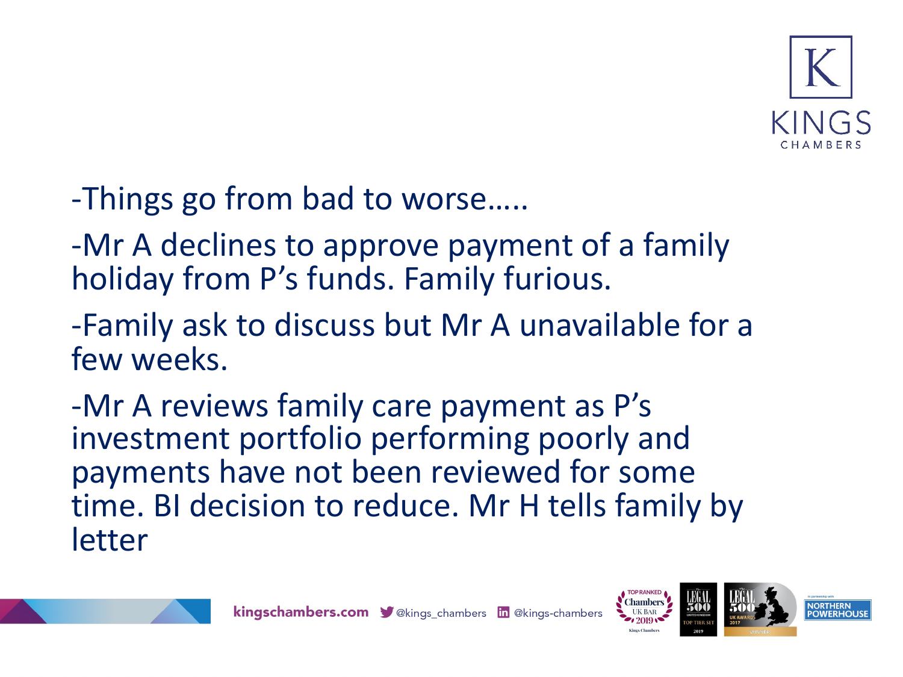-Things go from bad to worse…..

-Mr A declines to approve payment of a family holiday from P's funds. Family furious.

-Family ask to discuss but Mr A unavailable for a few weeks.

-Mr A reviews family care payment as P's investment portfolio performing poorly and payments have not been reviewed for some time. BI decision to reduce. Mr H tells family by letter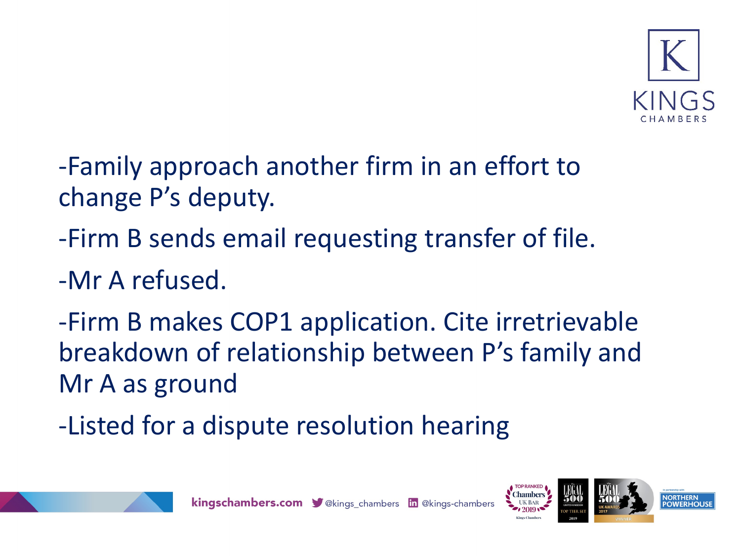-Family approach another firm in an effort to change P's deputy.

-Firm B sends email requesting transfer of file.

-Mr A refused.

-Firm B makes COP1 application. Cite irretrievable breakdown of relationship between P's family and Mr A as ground

-Listed for a dispute resolution hearing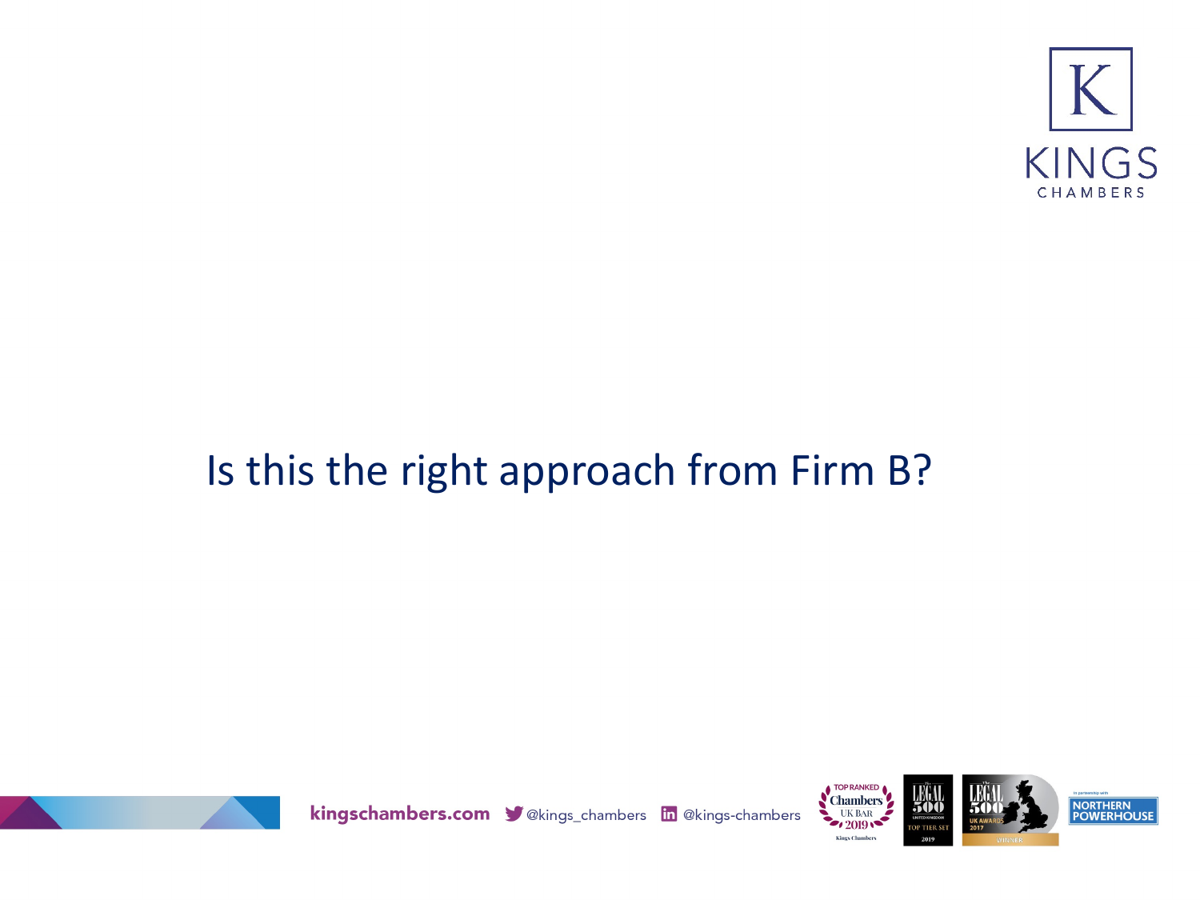Is this the right approach from Firm B?